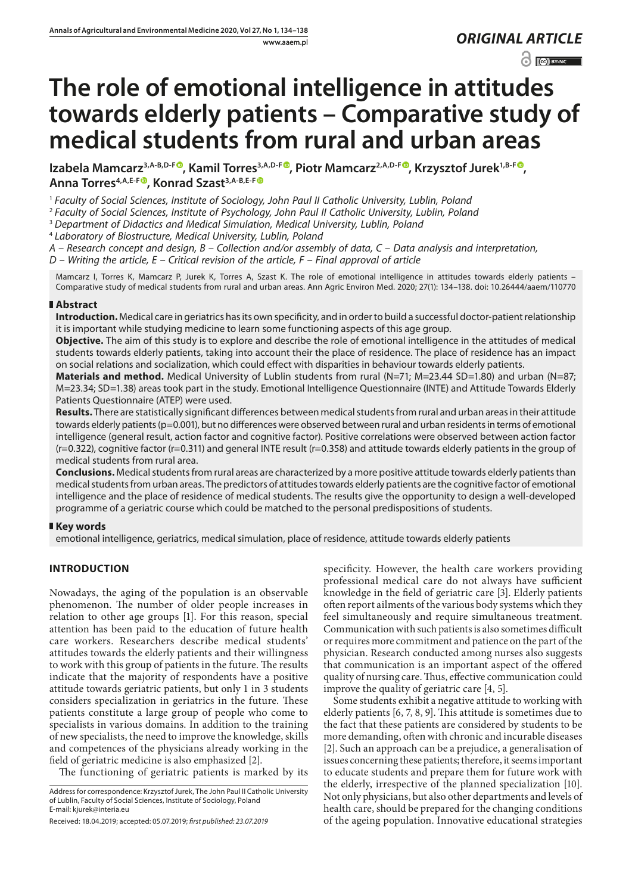*ORIGINAL ARTICLE*

# The role of emotional intelligence in attitudes towards elderly patients – Comparative study of medical students from rural and urban areas

**Izabela Mamcarz[3,A-B,D-F], Kamil Torres[3,A,D-F], Piotr Mamcarz[2,A,D-F], Krzysztof Jurek[1,B-F], Anna Torres[4,A,E-F], Konrad Szast[3,A-B,E-F]**

[1] *Faculty of Social Sciences, Institute of Sociology, John Paul II Catholic University, Lublin, Poland*
[2] *Faculty of Social Sciences, Institute of Psychology, John Paul II Catholic University, Lublin, Poland*
[3] *Department of Didactics and Medical Simulation, Medical University, Lublin, Poland*
[4] *Laboratory of Biostructure, Medical University, Lublin, Poland*

*A – Research concept and design, B – Collection and/or assembly of data, C – Data analysis and interpretation, D – Writing the article, E – Critical revision of the article, F – Final approval of article*

Mamcarz I, Torres K, Mamcarz P, Jurek K, Torres A, Szast K. The role of emotional intelligence in attitudes towards elderly patients – Comparative study of medical students from rural and urban areas. Ann Agric Environ Med. 2020; 27(1): 134–138. doi: 10.26444/aaem/110770

## Abstract

**Introduction.** Medical care in geriatrics has its own specificity, and in order to build a successful doctor-patient relationship it is important while studying medicine to learn some functioning aspects of this age group.

**Objective.** The aim of this study is to explore and describe the role of emotional intelligence in the attitudes of medical students towards elderly patients, taking into account their the place of residence. The place of residence has an impact on social relations and socialization, which could effect with disparities in behaviour towards elderly patients.

**Materials and method.** Medical University of Lublin students from rural (N=71; M=23.44 SD=1.80) and urban (N=87; M=23.34; SD=1.38) areas took part in the study. Emotional Intelligence Questionnaire (INTE) and Attitude Towards Elderly Patients Questionnaire (ATEP) were used.

**Results.** There are statistically significant differences between medical students from rural and urban areas in their attitude towards elderly patients (p=0.001), but no differences were observed between rural and urban residents in terms of emotional intelligence (general result, action factor and cognitive factor). Positive correlations were observed between action factor (r=0.322), cognitive factor (r=0.311) and general INTE result (r=0.358) and attitude towards elderly patients in the group of medical students from rural area.

**Conclusions.** Medical students from rural areas are characterized by a more positive attitude towards elderly patients than medical students from urban areas. The predictors of attitudes towards elderly patients are the cognitive factor of emotional intelligence and the place of residence of medical students. The results give the opportunity to design a well-developed programme of a geriatric course which could be matched to the personal predispositions of students.

## Key words

emotional intelligence, geriatrics, medical simulation, place of residence, attitude towards elderly patients

## INTRODUCTION

Nowadays, the aging of the population is an observable phenomenon. The number of older people increases in relation to other age groups [1]. For this reason, special attention has been paid to the education of future health care workers. Researchers describe medical students' attitudes towards the elderly patients and their willingness to work with this group of patients in the future. The results indicate that the majority of respondents have a positive attitude towards geriatric patients, but only 1 in 3 students considers specialization in geriatrics in the future. These patients constitute a large group of people who come to specialists in various domains. In addition to the training of new specialists, the need to improve the knowledge, skills and competences of the physicians already working in the field of geriatric medicine is also emphasized [2].

The functioning of geriatric patients is marked by its specificity. However, the health care workers providing professional medical care do not always have sufficient knowledge in the field of geriatric care [3]. Elderly patients often report ailments of the various body systems which they feel simultaneously and require simultaneous treatment. Communication with such patients is also sometimes difficult or requires more commitment and patience on the part of the physician. Research conducted among nurses also suggests that communication is an important aspect of the offered quality of nursing care. Thus, effective communication could improve the quality of geriatric care [4, 5].

Some students exhibit a negative attitude to working with elderly patients [6, 7, 8, 9]. This attitude is sometimes due to the fact that these patients are considered by students to be more demanding, often with chronic and incurable diseases [2]. Such an approach can be a prejudice, a generalisation of issues concerning these patients; therefore, it seems important to educate students and prepare them for future work with the elderly, irrespective of the planned specialization [10]. Not only physicians, but also other departments and levels of health care, should be prepared for the changing conditions of the ageing population. Innovative educational strategies

Address for correspondence: Krzysztof Jurek, The John Paul II Catholic University of Lublin, Faculty of Social Sciences, Institute of Sociology, Poland
E-mail: kjurek@interia.eu

Received: 18.04.2019; accepted: 05.07.2019; *first published: 23.07.2019*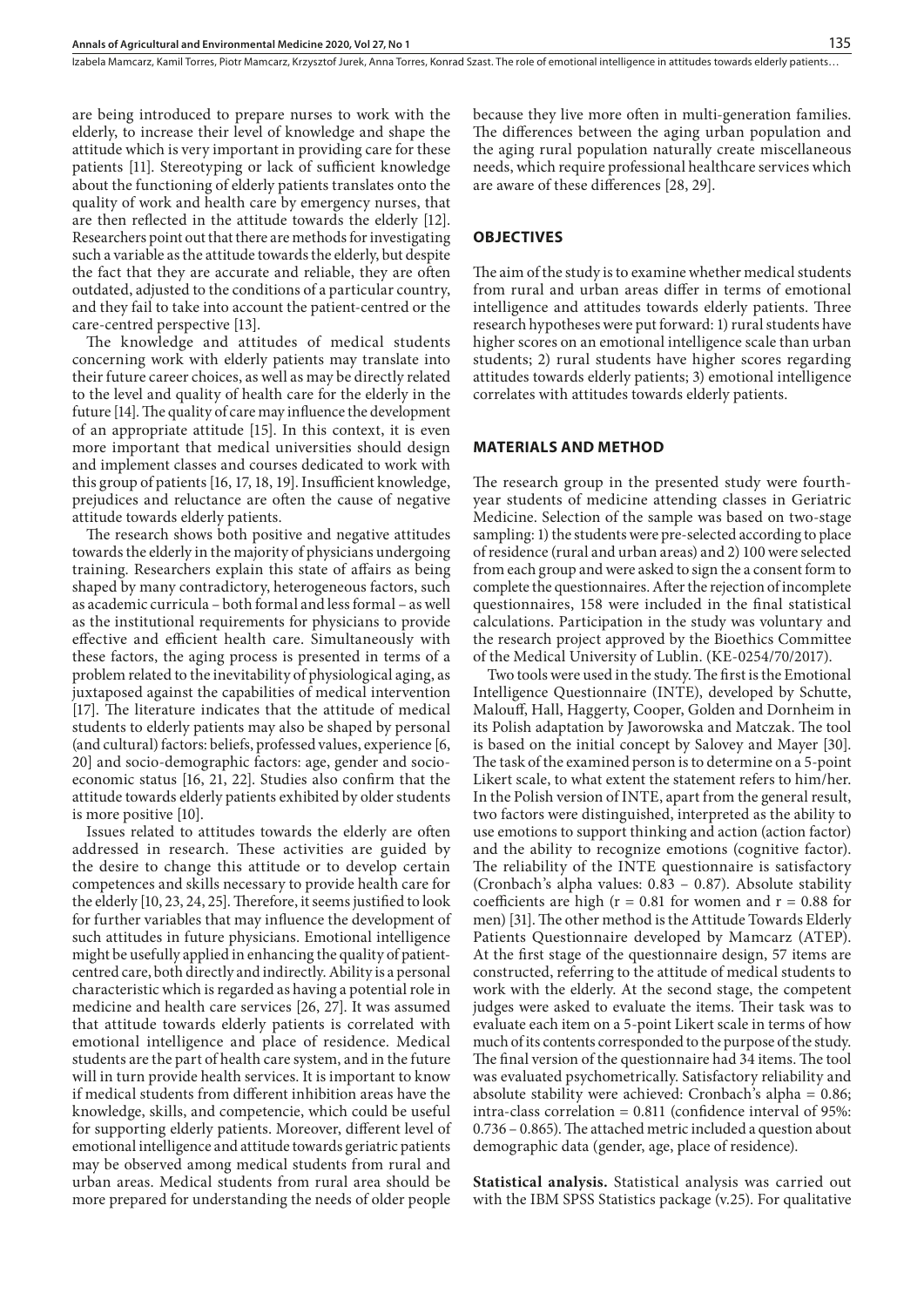are being introduced to prepare nurses to work with the elderly, to increase their level of knowledge and shape the attitude which is very important in providing care for these patients [11]. Stereotyping or lack of sufficient knowledge about the functioning of elderly patients translates onto the quality of work and health care by emergency nurses, that are then reflected in the attitude towards the elderly [12]. Researchers point out that there are methods for investigating such a variable as the attitude towards the elderly, but despite the fact that they are accurate and reliable, they are often outdated, adjusted to the conditions of a particular country, and they fail to take into account the patient-centred or the care-centred perspective [13].

The knowledge and attitudes of medical students concerning work with elderly patients may translate into their future career choices, as well as may be directly related to the level and quality of health care for the elderly in the future [14]. The quality of care may influence the development of an appropriate attitude [15]. In this context, it is even more important that medical universities should design and implement classes and courses dedicated to work with this group of patients [16, 17, 18, 19]. Insufficient knowledge, prejudices and reluctance are often the cause of negative attitude towards elderly patients.

The research shows both positive and negative attitudes towards the elderly in the majority of physicians undergoing training. Researchers explain this state of affairs as being shaped by many contradictory, heterogeneous factors, such as academic curricula – both formal and less formal – as well as the institutional requirements for physicians to provide effective and efficient health care. Simultaneously with these factors, the aging process is presented in terms of a problem related to the inevitability of physiological aging, as juxtaposed against the capabilities of medical intervention [17]. The literature indicates that the attitude of medical students to elderly patients may also be shaped by personal (and cultural) factors: beliefs, professed values, experience [6, 20] and socio-demographic factors: age, gender and socio-economic status [16, 21, 22]. Studies also confirm that the attitude towards elderly patients exhibited by older students is more positive [10].

Issues related to attitudes towards the elderly are often addressed in research. These activities are guided by the desire to change this attitude or to develop certain competences and skills necessary to provide health care for the elderly [10, 23, 24, 25]. Therefore, it seems justified to look for further variables that may influence the development of such attitudes in future physicians. Emotional intelligence might be usefully applied in enhancing the quality of patient-centred care, both directly and indirectly. Ability is a personal characteristic which is regarded as having a potential role in medicine and health care services [26, 27]. It was assumed that attitude towards elderly patients is correlated with emotional intelligence and place of residence. Medical students are the part of health care system, and in the future will in turn provide health services. It is important to know if medical students from different inhibition areas have the knowledge, skills, and competencie, which could be useful for supporting elderly patients. Moreover, different level of emotional intelligence and attitude towards geriatric patients may be observed among medical students from rural and urban areas. Medical students from rural area should be more prepared for understanding the needs of older people because they live more often in multi-generation families. The differences between the aging urban population and the aging rural population naturally create miscellaneous needs, which require professional healthcare services which are aware of these differences [28, 29].

## OBJECTIVES

The aim of the study is to examine whether medical students from rural and urban areas differ in terms of emotional intelligence and attitudes towards elderly patients. Three research hypotheses were put forward: 1) rural students have higher scores on an emotional intelligence scale than urban students; 2) rural students have higher scores regarding attitudes towards elderly patients; 3) emotional intelligence correlates with attitudes towards elderly patients.

## MATERIALS AND METHOD

The research group in the presented study were fourth-year students of medicine attending classes in Geriatric Medicine. Selection of the sample was based on two-stage sampling: 1) the students were pre-selected according to place of residence (rural and urban areas) and 2) 100 were selected from each group and were asked to sign the a consent form to complete the questionnaires. After the rejection of incomplete questionnaires, 158 were included in the final statistical calculations. Participation in the study was voluntary and the research project approved by the Bioethics Committee of the Medical University of Lublin. (KE-0254/70/2017).

Two tools were used in the study. The first is the Emotional Intelligence Questionnaire (INTE), developed by Schutte, Malouff, Hall, Haggerty, Cooper, Golden and Dornheim in its Polish adaptation by Jaworowska and Matczak. The tool is based on the initial concept by Salovey and Mayer [30]. The task of the examined person is to determine on a 5-point Likert scale, to what extent the statement refers to him/her. In the Polish version of INTE, apart from the general result, two factors were distinguished, interpreted as the ability to use emotions to support thinking and action (action factor) and the ability to recognize emotions (cognitive factor). The reliability of the INTE questionnaire is satisfactory (Cronbach's alpha values: 0.83 – 0.87). Absolute stability coefficients are high ($r = 0.81$ for women and $r = 0.88$ for men) [31]. The other method is the Attitude Towards Elderly Patients Questionnaire developed by Mamcarz (ATEP). At the first stage of the questionnaire design, 57 items are constructed, referring to the attitude of medical students to work with the elderly. At the second stage, the competent judges were asked to evaluate the items. Their task was to evaluate each item on a 5-point Likert scale in terms of how much of its contents corresponded to the purpose of the study. The final version of the questionnaire had 34 items. The tool was evaluated psychometrically. Satisfactory reliability and absolute stability were achieved: Cronbach's alpha = 0.86; intra-class correlation = 0.811 (confidence interval of 95%: 0.736 – 0.865). The attached metric included a question about demographic data (gender, age, place of residence).

**Statistical analysis.** Statistical analysis was carried out with the IBM SPSS Statistics package (v.25). For qualitative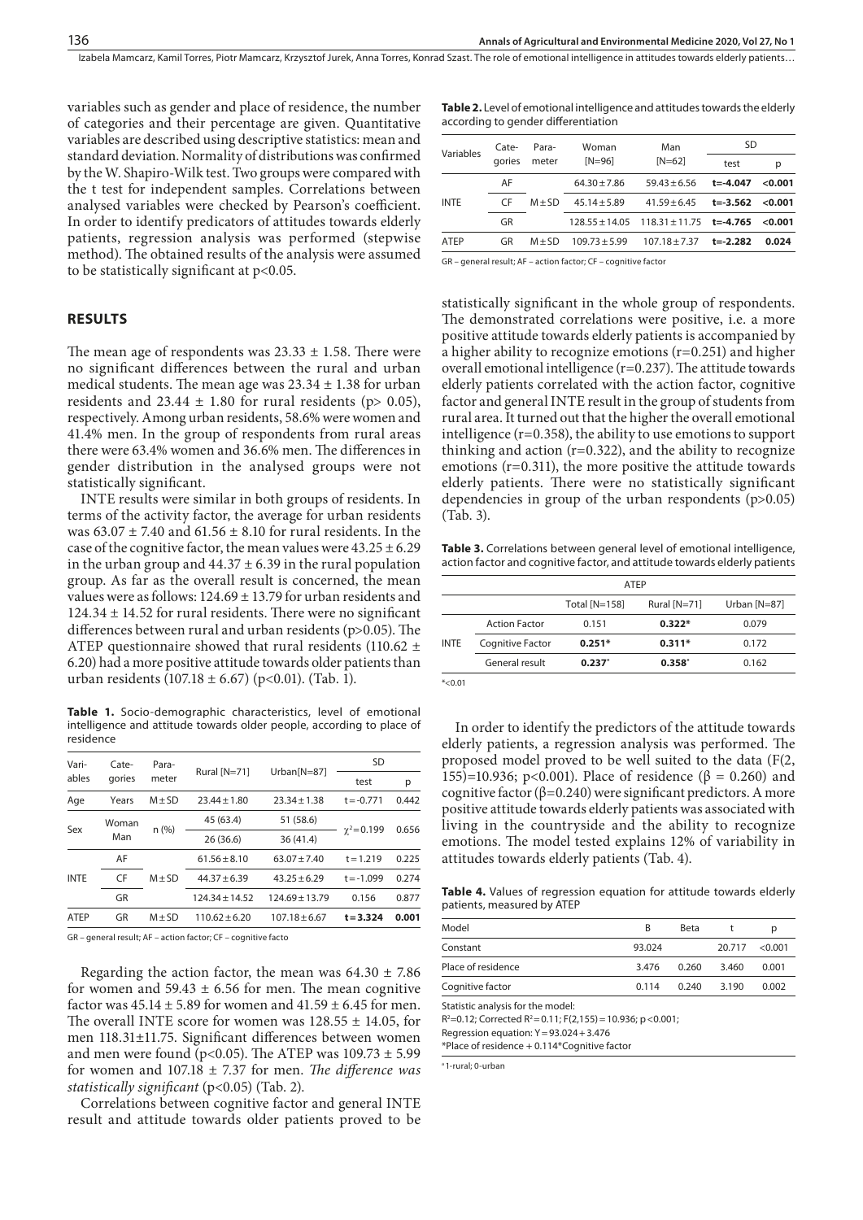variables such as gender and place of residence, the number of categories and their percentage are given. Quantitative variables are described using descriptive statistics: mean and standard deviation. Normality of distributions was confirmed by the W. Shapiro-Wilk test. Two groups were compared with the t test for independent samples. Correlations between analysed variables were checked by Pearson's coefficient. In order to identify predicators of attitudes towards elderly patients, regression analysis was performed (stepwise method). The obtained results of the analysis were assumed to be statistically significant at $p<0.05$.

## RESULTS

The mean age of respondents was $23.33 \pm 1.58$. There were no significant differences between the rural and urban medical students. The mean age was $23.34 \pm 1.38$ for urban residents and $23.44 \pm 1.80$ for rural residents ($p > 0.05$), respectively. Among urban residents, 58.6% were women and 41.4% men. In the group of respondents from rural areas there were 63.4% women and 36.6% men. The differences in gender distribution in the analysed groups were not statistically significant.

INTE results were similar in both groups of residents. In terms of the activity factor, the average for urban residents was $63.07 \pm 7.40$ and $61.56 \pm 8.10$ for rural residents. In the case of the cognitive factor, the mean values were $43.25 \pm 6.29$ in the urban group and $44.37 \pm 6.39$ in the rural population group. As far as the overall result is concerned, the mean values were as follows: $124.69 \pm 13.79$ for urban residents and $124.34 \pm 14.52$ for rural residents. There were no significant differences between rural and urban residents ($p>0.05$). The ATEP questionnaire showed that rural residents ($110.62 \pm 6.20$) had a more positive attitude towards older patients than urban residents ($107.18 \pm 6.67$) ($p<0.01$). (Tab. 1).

**Table 1.** Socio-demographic characteristics, level of emotional intelligence and attitude towards older people, according to place of residence

| Variables | Categories | Parameter | Rural [N=71] | Urban[N=87] | SD test | SD p |
|---|---|---|---|---|---|---|
| Age | Years | M±SD | 23.44±1.80 | 23.34±1.38 | t=-0.771 | 0.442 |
| Sex | Woman | n (%) | 45 (63.4) | 51 (58.6) | $\chi^2$=0.199 | 0.656 |
| | Man | | 26 (36.6) | 36 (41.4) | | |
| INTE | AF | M±SD | 61.56±8.10 | 63.07±7.40 | t=1.219 | 0.225 |
| | CF | | 44.37±6.39 | 43.25±6.29 | t=-1.099 | 0.274 |
| | GR | | 124.34±14.52 | 124.69±13.79 | 0.156 | 0.877 |
| ATEP | GR | M±SD | 110.62±6.20 | 107.18±6.67 | **t=3.324** | **0.001** |

GR – general result; AF – action factor; CF – cognitive facto

Regarding the action factor, the mean was $64.30 \pm 7.86$ for women and $59.43 \pm 6.56$ for men. The mean cognitive factor was $45.14 \pm 5.89$ for women and $41.59 \pm 6.45$ for men. The overall INTE score for women was $128.55 \pm 14.05$, for men $118.31 \pm 11.75$. Significant differences between women and men were found ($p<0.05$). The ATEP was $109.73 \pm 5.99$ for women and $107.18 \pm 7.37$ for men. *The difference was statistically significant* ($p<0.05$) (Tab. 2).

Correlations between cognitive factor and general INTE result and attitude towards older patients proved to be statistically significant in the whole group of respondents. The demonstrated correlations were positive, i.e. a more positive attitude towards elderly patients is accompanied by a higher ability to recognize emotions ($r=0.251$) and higher overall emotional intelligence ($r=0.237$). The attitude towards elderly patients correlated with the action factor, cognitive factor and general INTE result in the group of students from rural area. It turned out that the higher the overall emotional intelligence ($r=0.358$), the ability to use emotions to support thinking and action ($r=0.322$), and the ability to recognize emotions ($r=0.311$), the more positive the attitude towards elderly patients. There were no statistically significant dependencies in group of the urban respondents ($p>0.05$) (Tab. 3).

**Table 2.** Level of emotional intelligence and attitudes towards the elderly according to gender differentiation

| Variables | Categories | Parameter | Woman [N=96] | Man [N=62] | SD test | SD p |
|---|---|---|---|---|---|---|
| INTE | AF | M±SD | 64.30±7.86 | 59.43±6.56 | **t=-4.047** | **<0.001** |
| | CF | | 45.14±5.89 | 41.59±6.45 | **t=-3.562** | **<0.001** |
| | GR | | 128.55±14.05 | 118.31±11.75 | **t=-4.765** | **<0.001** |
| ATEP | GR | M±SD | 109.73±5.99 | 107.18±7.37 | **t=-2.282** | **0.024** |

GR – general result; AF – action factor; CF – cognitive factor

**Table 3.** Correlations between general level of emotional intelligence, action factor and cognitive factor, and attitude towards elderly patients

| | | ATEP Total [N=158] | ATEP Rural [N=71] | ATEP Urban [N=87] |
|---|---|---|---|---|
| INTE | Action Factor | 0.151 | **0.322*** | 0.079 |
| | Cognitive Factor | **0.251*** | **0.311*** | 0.172 |
| | General result | **0.237*** | **0.358*** | 0.162 |

*<0.01

In order to identify the predictors of the attitude towards elderly patients, a regression analysis was performed. The proposed model proved to be well suited to the data ($F(2, 155)=10.936$; $p<0.001$). Place of residence ($\beta = 0.260$) and cognitive factor ($\beta=0.240$) were significant predictors. A more positive attitude towards elderly patients was associated with living in the countryside and the ability to recognize emotions. The model tested explains 12% of variability in attitudes towards elderly patients (Tab. 4).

**Table 4.** Values of regression equation for attitude towards elderly patients, measured by ATEP

| Model | B | Beta | t | p |
|---|---|---|---|---|
| Constant | 93.024 | | 20.717 | <0.001 |
| Place of residence | 3.476 | 0.260 | 3.460 | 0.001 |
| Cognitive factor | 0.114 | 0.240 | 3.190 | 0.002 |

Statistic analysis for the model:
$R^2=0.12$; Corrected $R^2=0.11$; $F(2,155)=10.936$; $p<0.001$;
Regression equation: $Y=93.024+3.476$
*Place of residence + 0.114*Cognitive factor

[a] 1-rural; 0-urban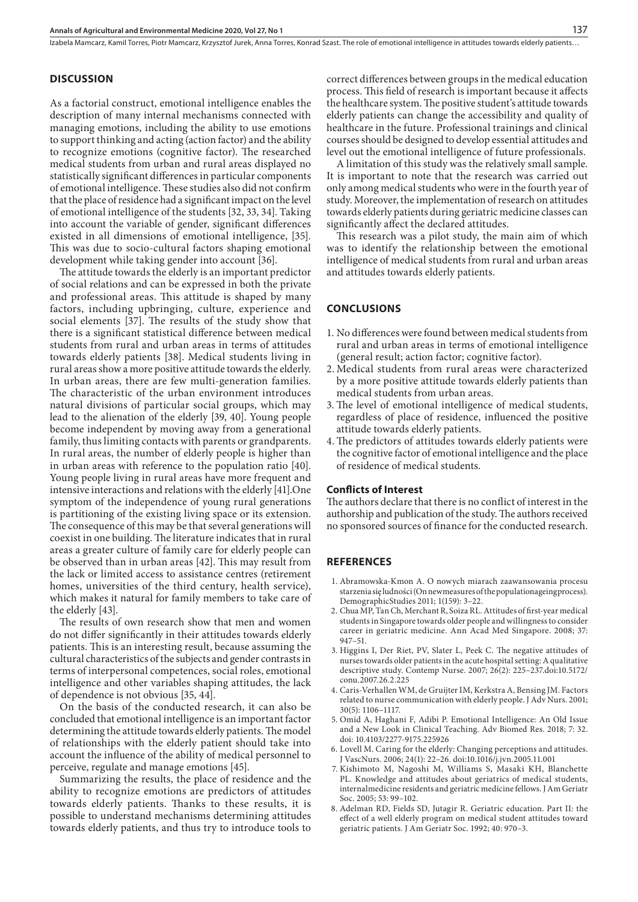## DISCUSSION

As a factorial construct, emotional intelligence enables the description of many internal mechanisms connected with managing emotions, including the ability to use emotions to support thinking and acting (action factor) and the ability to recognize emotions (cognitive factor). The researched medical students from urban and rural areas displayed no statistically significant differences in particular components of emotional intelligence. These studies also did not confirm that the place of residence had a significant impact on the level of emotional intelligence of the students [32, 33, 34]. Taking into account the variable of gender, significant differences existed in all dimensions of emotional intelligence, [35]. This was due to socio-cultural factors shaping emotional development while taking gender into account [36].

The attitude towards the elderly is an important predictor of social relations and can be expressed in both the private and professional areas. This attitude is shaped by many factors, including upbringing, culture, experience and social elements [37]. The results of the study show that there is a significant statistical difference between medical students from rural and urban areas in terms of attitudes towards elderly patients [38]. Medical students living in rural areas show a more positive attitude towards the elderly. In urban areas, there are few multi-generation families. The characteristic of the urban environment introduces natural divisions of particular social groups, which may lead to the alienation of the elderly [39, 40]. Young people become independent by moving away from a generational family, thus limiting contacts with parents or grandparents. In rural areas, the number of elderly people is higher than in urban areas with reference to the population ratio [40]. Young people living in rural areas have more frequent and intensive interactions and relations with the elderly [41].One symptom of the independence of young rural generations is partitioning of the existing living space or its extension. The consequence of this may be that several generations will coexist in one building. The literature indicates that in rural areas a greater culture of family care for elderly people can be observed than in urban areas [42]. This may result from the lack or limited access to assistance centres (retirement homes, universities of the third century, health service), which makes it natural for family members to take care of the elderly [43].

The results of own research show that men and women do not differ significantly in their attitudes towards elderly patients. This is an interesting result, because assuming the cultural characteristics of the subjects and gender contrasts in terms of interpersonal competences, social roles, emotional intelligence and other variables shaping attitudes, the lack of dependence is not obvious [35, 44].

On the basis of the conducted research, it can also be concluded that emotional intelligence is an important factor determining the attitude towards elderly patients. The model of relationships with the elderly patient should take into account the influence of the ability of medical personnel to perceive, regulate and manage emotions [45].

Summarizing the results, the place of residence and the ability to recognize emotions are predictors of attitudes towards elderly patients. Thanks to these results, it is possible to understand mechanisms determining attitudes towards elderly patients, and thus try to introduce tools to correct differences between groups in the medical education process. This field of research is important because it affects the healthcare system. The positive student's attitude towards elderly patients can change the accessibility and quality of healthcare in the future. Professional trainings and clinical courses should be designed to develop essential attitudes and level out the emotional intelligence of future professionals.

A limitation of this study was the relatively small sample. It is important to note that the research was carried out only among medical students who were in the fourth year of study. Moreover, the implementation of research on attitudes towards elderly patients during geriatric medicine classes can significantly affect the declared attitudes.

This research was a pilot study, the main aim of which was to identify the relationship between the emotional intelligence of medical students from rural and urban areas and attitudes towards elderly patients.

## CONCLUSIONS

1. No differences were found between medical students from rural and urban areas in terms of emotional intelligence (general result; action factor; cognitive factor).
2. Medical students from rural areas were characterized by a more positive attitude towards elderly patients than medical students from urban areas.
3. The level of emotional intelligence of medical students, regardless of place of residence, influenced the positive attitude towards elderly patients.
4. The predictors of attitudes towards elderly patients were the cognitive factor of emotional intelligence and the place of residence of medical students.

### Conflicts of Interest

The authors declare that there is no conflict of interest in the authorship and publication of the study. The authors received no sponsored sources of finance for the conducted research.

## REFERENCES

1. Abramowska-Kmon A. O nowych miarach zaawansowania procesu starzenia się ludności (On newmeasures of the populationageingprocess). DemographicStudies 2011; 1(159): 3–22.
2. Chua MP, Tan Ch, Merchant R, Soiza RL. Attitudes of first-year medical students in Singapore towards older people and willingness to consider career in geriatric medicine. Ann Acad Med Singapore. 2008; 37: 947–51.
3. Higgins I, Der Riet, PV, Slater L, Peek C. The negative attitudes of nurses towards older patients in the acute hospital setting: A qualitative descriptive study. Contemp Nurse. 2007; 26(2): 225–237.doi:10.5172/conu.2007.26.2.225
4. Caris-Verhallen WM, de Gruijter IM, Kerkstra A, Bensing JM. Factors related to nurse communication with elderly people. J Adv Nurs. 2001; 30(5): 1106–1117.
5. Omid A, Haghani F, Adibi P. Emotional Intelligence: An Old Issue and a New Look in Clinical Teaching. Adv Biomed Res. 2018; 7: 32. doi: 10.4103/2277-9175.225926
6. Lovell M. Caring for the elderly: Changing perceptions and attitudes. J VascNurs. 2006; 24(1): 22–26. doi:10.1016/j.jvn.2005.11.001
7. Kishimoto M, Nagoshi M, Williams S, Masaki KH, Blanchette PL. Knowledge and attitudes about geriatrics of medical students, internalmedicine residents and geriatric medicine fellows. J Am Geriatr Soc. 2005; 53: 99–102.
8. Adelman RD, Fields SD, Jutagir R. Geriatric education. Part II: the effect of a well elderly program on medical student attitudes toward geriatric patients. J Am Geriatr Soc. 1992; 40: 970–3.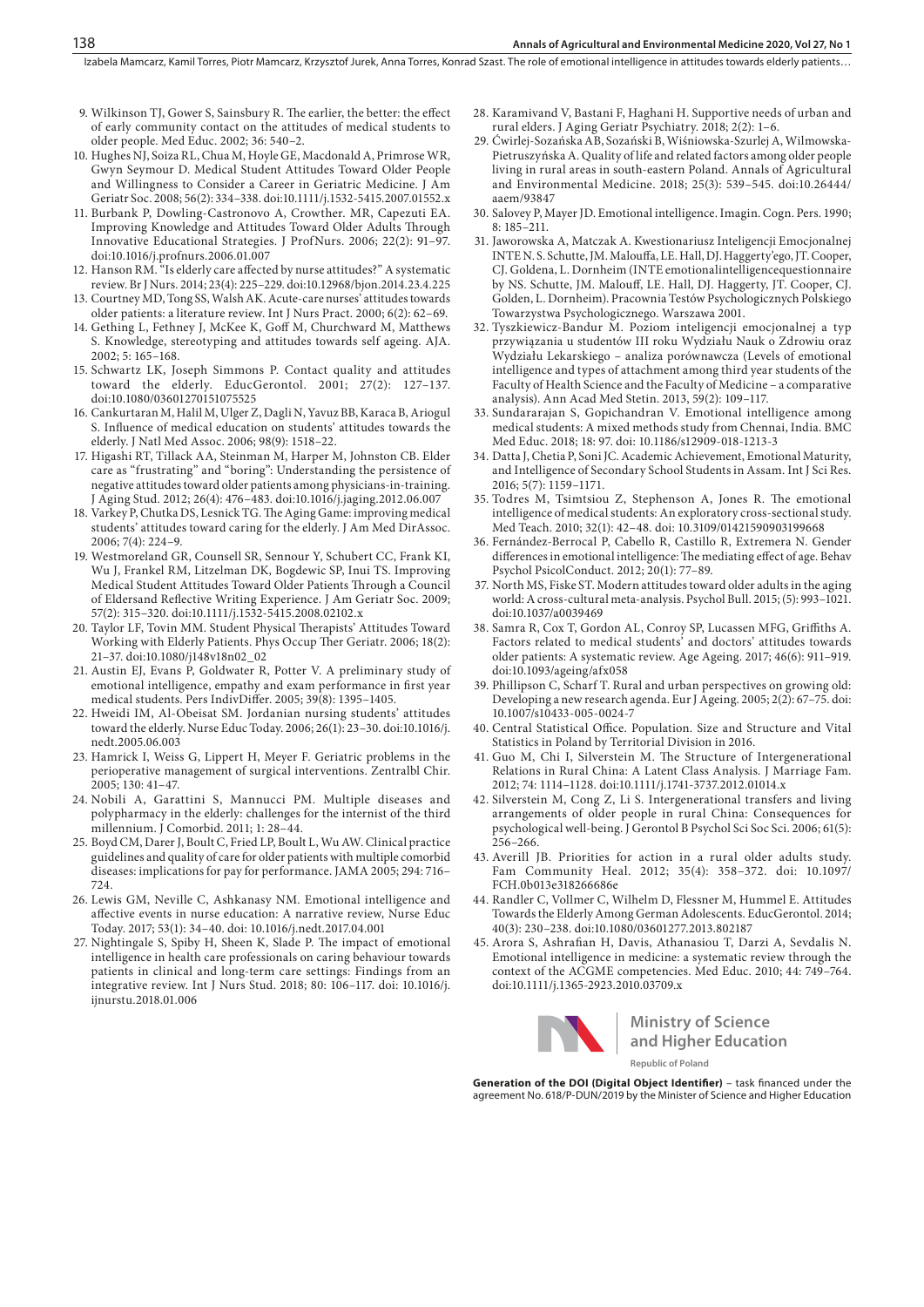9. Wilkinson TJ, Gower S, Sainsbury R. The earlier, the better: the effect of early community contact on the attitudes of medical students to older people. Med Educ. 2002; 36: 540–2.
10. Hughes NJ, Soiza RL, Chua M, Hoyle GE, Macdonald A, Primrose WR, Gwyn Seymour D. Medical Student Attitudes Toward Older People and Willingness to Consider a Career in Geriatric Medicine. J Am Geriatr Soc. 2008; 56(2): 334–338. doi:10.1111/j.1532-5415.2007.01552.x
11. Burbank P, Dowling-Castronovo A, Crowther. MR, Capezuti EA. Improving Knowledge and Attitudes Toward Older Adults Through Innovative Educational Strategies. J ProfNurs. 2006; 22(2): 91–97. doi:10.1016/j.profnurs.2006.01.007
12. Hanson RM. "Is elderly care affected by nurse attitudes?" A systematic review. Br J Nurs. 2014; 23(4): 225–229. doi:10.12968/bjon.2014.23.4.225
13. Courtney MD, Tong SS, Walsh AK. Acute-care nurses' attitudes towards older patients: a literature review. Int J Nurs Pract. 2000; 6(2): 62–69.
14. Gething L, Fethney J, McKee K, Goff M, Churchward M, Matthews S. Knowledge, stereotyping and attitudes towards self ageing. AJA. 2002; 5: 165–168.
15. Schwartz LK, Joseph Simmons P. Contact quality and attitudes toward the elderly. EducGerontol. 2001; 27(2): 127–137. doi:10.1080/03601270151075525
16. Cankurtaran M, Halil M, Ulger Z, Dagli N, Yavuz BB, Karaca B, Ariogul S. Influence of medical education on students' attitudes towards the elderly. J Natl Med Assoc. 2006; 98(9): 1518–22.
17. Higashi RT, Tillack AA, Steinman M, Harper M, Johnston CB. Elder care as "frustrating" and "boring": Understanding the persistence of negative attitudes toward older patients among physicians-in-training. J Aging Stud. 2012; 26(4): 476–483. doi:10.1016/j.jaging.2012.06.007
18. Varkey P, Chutka DS, Lesnick TG. The Aging Game: improving medical students' attitudes toward caring for the elderly. J Am Med DirAssoc. 2006; 7(4): 224–9.
19. Westmoreland GR, Counsell SR, Sennour Y, Schubert CC, Frank KI, Wu J, Frankel RM, Litzelman DK, Bogdewic SP, Inui TS. Improving Medical Student Attitudes Toward Older Patients Through a Council of Eldersand Reflective Writing Experience. J Am Geriatr Soc. 2009; 57(2): 315–320. doi:10.1111/j.1532-5415.2008.02102.x
20. Taylor LF, Tovin MM. Student Physical Therapists' Attitudes Toward Working with Elderly Patients. Phys Occup Ther Geriatr. 2006; 18(2): 21–37. doi:10.1080/j148v18n02_02
21. Austin EJ, Evans P, Goldwater R, Potter V. A preliminary study of emotional intelligence, empathy and exam performance in first year medical students. Pers IndivDiffer. 2005; 39(8): 1395–1405.
22. Hweidi IM, Al-Obeisat SM. Jordanian nursing students' attitudes toward the elderly. Nurse Educ Today. 2006; 26(1): 23–30. doi:10.1016/j.nedt.2005.06.003
23. Hamrick I, Weiss G, Lippert H, Meyer F. Geriatric problems in the perioperative management of surgical interventions. Zentralbl Chir. 2005; 130: 41–47.
24. Nobili A, Garattini S, Mannucci PM. Multiple diseases and polypharmacy in the elderly: challenges for the internist of the third millennium. J Comorbid. 2011; 1: 28–44.
25. Boyd CM, Darer J, Boult C, Fried LP, Boult L, Wu AW. Clinical practice guidelines and quality of care for older patients with multiple comorbid diseases: implications for pay for performance. JAMA 2005; 294: 716–724.
26. Lewis GM, Neville C, Ashkanasy NM. Emotional intelligence and affective events in nurse education: A narrative review, Nurse Educ Today. 2017; 53(1): 34–40. doi: 10.1016/j.nedt.2017.04.001
27. Nightingale S, Spiby H, Sheen K, Slade P. The impact of emotional intelligence in health care professionals on caring behaviour towards patients in clinical and long-term care settings: Findings from an integrative review. Int J Nurs Stud. 2018; 80: 106–117. doi: 10.1016/j.ijnurstu.2018.01.006
28. Karamivand V, Bastani F, Haghani H. Supportive needs of urban and rural elders. J Aging Geriatr Psychiatry. 2018; 2(2): 1–6.
29. Ćwirlej-Sozańska AB, Sozański B, Wiśniowska-Szurlej A, Wilmowska-Pietruszyńska A. Quality of life and related factors among older people living in rural areas in south-eastern Poland. Annals of Agricultural and Environmental Medicine. 2018; 25(3): 539–545. doi:10.26444/aaem/93847
30. Salovey P, Mayer JD. Emotional intelligence. Imagin. Cogn. Pers. 1990; 8: 185–211.
31. Jaworowska A, Matczak A. Kwestionariusz Inteligencji Emocjonalnej INTE N. S. Schutte, JM. Malouffa, LE. Hall, DJ. Haggerty'ego, JT. Cooper, CJ. Goldena, L. Dornheim (INTE emotionalintelligencequestionnaire by NS. Schutte, JM. Malouff, LE. Hall, DJ. Haggerty, JT. Cooper, CJ. Golden, L. Dornheim). Pracownia Testów Psychologicznych Polskiego Towarzystwa Psychologicznego. Warszawa 2001.
32. Tyszkiewicz-Bandur M. Poziom inteligencji emocjonalnej a typ przywiązania u studentów III roku Wydziału Nauk o Zdrowiu oraz Wydziału Lekarskiego – analiza porównawcza (Levels of emotional intelligence and types of attachment among third year students of the Faculty of Health Science and the Faculty of Medicine – a comparative analysis). Ann Acad Med Stetin. 2013, 59(2): 109–117.
33. Sundararajan S, Gopichandran V. Emotional intelligence among medical students: A mixed methods study from Chennai, India. BMC Med Educ. 2018; 18: 97. doi: 10.1186/s12909-018-1213-3
34. Datta J, Chetia P, Soni JC. Academic Achievement, Emotional Maturity, and Intelligence of Secondary School Students in Assam. Int J Sci Res. 2016; 5(7): 1159–1171.
35. Todres M, Tsimtsiou Z, Stephenson A, Jones R. The emotional intelligence of medical students: An exploratory cross-sectional study. Med Teach. 2010; 32(1): 42–48. doi: 10.3109/01421590903199668
36. Fernández-Berrocal P, Cabello R, Castillo R, Extremera N. Gender differences in emotional intelligence: The mediating effect of age. Behav Psychol PsicolConduct. 2012; 20(1): 77–89.
37. North MS, Fiske ST. Modern attitudes toward older adults in the aging world: A cross-cultural meta-analysis. Psychol Bull. 2015; (5): 993–1021. doi:10.1037/a0039469
38. Samra R, Cox T, Gordon AL, Conroy SP, Lucassen MFG, Griffiths A. Factors related to medical students' and doctors' attitudes towards older patients: A systematic review. Age Ageing. 2017; 46(6): 911–919. doi:10.1093/ageing/afx058
39. Phillipson C, Scharf T. Rural and urban perspectives on growing old: Developing a new research agenda. Eur J Ageing. 2005; 2(2): 67–75. doi: 10.1007/s10433-005-0024-7
40. Central Statistical Office. Population. Size and Structure and Vital Statistics in Poland by Territorial Division in 2016.
41. Guo M, Chi I, Silverstein M. The Structure of Intergenerational Relations in Rural China: A Latent Class Analysis. J Marriage Fam. 2012; 74: 1114–1128. doi:10.1111/j.1741-3737.2012.01014.x
42. Silverstein M, Cong Z, Li S. Intergenerational transfers and living arrangements of older people in rural China: Consequences for psychological well-being. J Gerontol B Psychol Sci Soc Sci. 2006; 61(5): 256–266.
43. Averill JB. Priorities for action in a rural older adults study. Fam Community Heal. 2012; 35(4): 358–372. doi: 10.1097/FCH.0b013e318266686e
44. Randler C, Vollmer C, Wilhelm D, Flessner M, Hummel E. Attitudes Towards the Elderly Among German Adolescents. EducGerontol. 2014; 40(3): 230–238. doi:10.1080/03601277.2013.802187
45. Arora S, Ashrafian H, Davis, Athanasiou T, Darzi A, Sevdalis N. Emotional intelligence in medicine: a systematic review through the context of the ACGME competencies. Med Educ. 2010; 44: 749–764. doi:10.1111/j.1365-2923.2010.03709.x

Ministry of Science and Higher Education

Republic of Poland

**Generation of the DOI (Digital Object Identifier)** – task financed under the agreement No. 618/P-DUN/2019 by the Minister of Science and Higher Education